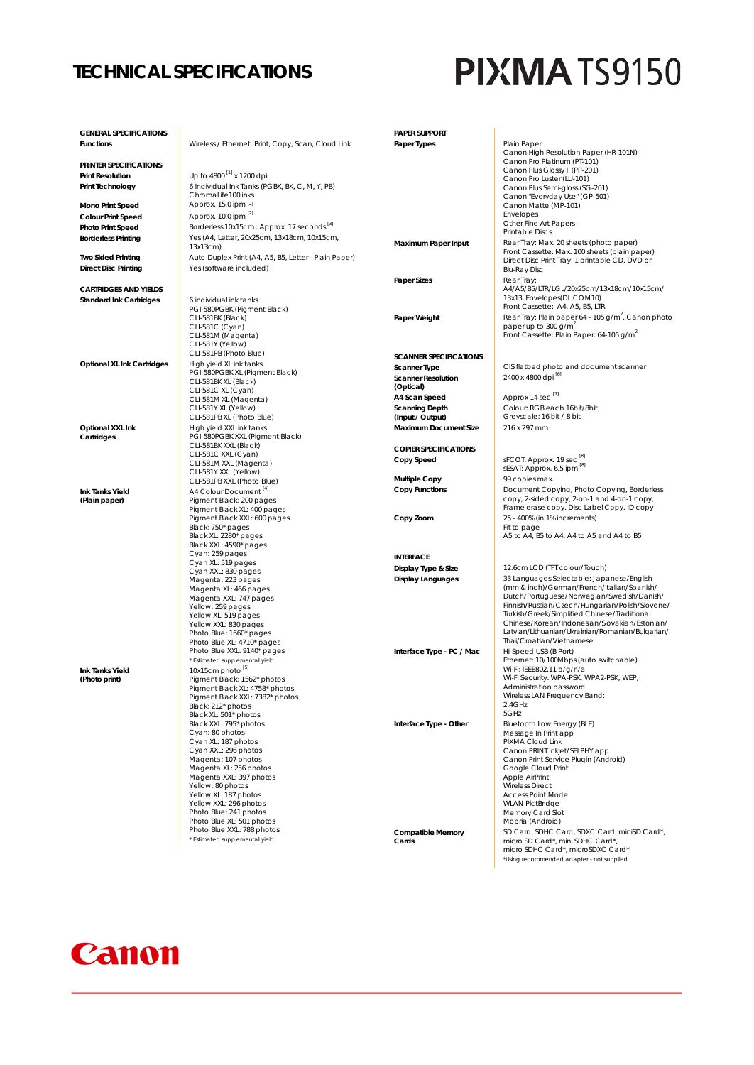# TECHNICAL SPECIFICATIONS

# PIXMA TS9150

## GENERAL SPECIFICATIONS

| | |
|---|---|
| **Functions** | Wireless / Ethernet, Print, Copy, Scan, Cloud Link |

## PRINTER SPECIFICATIONS

| | |
|---|---|
| **Print Resolution** | Up to 4800 [1] x 1200 dpi |
| **Print Technology** | 6 Individual Ink Tanks (PGBK, BK, C, M, Y, PB)<br>ChromaLife100 inks |
| **Mono Print Speed** | Approx. 15.0 ipm [2] |
| **Colour Print Speed** | Approx. 10.0 ipm [2] |
| **Photo Print Speed** | Borderless 10x15cm : Approx. 17 seconds [3] |
| **Borderless Printing** | Yes (A4, Letter, 20x25cm, 13x18cm, 10x15cm, 13x13cm) |
| **Two Sided Printing** | Auto Duplex Print (A4, A5, B5, Letter - Plain Paper) |
| **Direct Disc Printing** | Yes (software included) |

## CARTRIDGES AND YIELDS

| | |
|---|---|
| **Standard Ink Cartridges** | 6 individual ink tanks<br>PGI-580PGBK (Pigment Black)<br>CLI-581BK (Black)<br>CLI-581C (Cyan)<br>CLI-581M (Magenta)<br>CLI-581Y (Yellow)<br>CLI-581PB (Photo Blue) |
| **Optional XL Ink Cartridges** | High yield XL ink tanks<br>PGI-580PGBK XL (Pigment Black)<br>CLI-581BK XL (Black)<br>CLI-581C XL (Cyan)<br>CLI-581M XL (Magenta)<br>CLI-581Y XL (Yellow)<br>CLI-581PB XL (Photo Blue) |
| **Optional XXL Ink Cartridges** | High yield XXL ink tanks<br>PGI-580PGBK XXL (Pigment Black)<br>CLI-581BK XXL (Black)<br>CLI-581C XXL (Cyan)<br>CLI-581M XXL (Magenta)<br>CLI-581Y XXL (Yellow)<br>CLI-581PB XXL (Photo Blue) |
| **Ink Tanks Yield (Plain paper)** | A4 Colour Document [4]<br>Pigment Black: 200 pages<br>Pigment Black XL: 400 pages<br>Pigment Black XXL: 600 pages<br>Black: 750* pages<br>Black XL: 2280* pages<br>Black XXL: 4590* pages<br>Cyan: 259 pages<br>Cyan XL: 519 pages<br>Cyan XXL: 830 pages<br>Magenta: 223 pages<br>Magenta XL: 466 pages<br>Magenta XXL: 747 pages<br>Yellow: 259 pages<br>Yellow XL: 519 pages<br>Yellow XXL: 830 pages<br>Photo Blue: 1660* pages<br>Photo Blue XL: 4710* pages<br>Photo Blue XXL: 9140* pages<br>* Estimated supplemental yield |
| **Ink Tanks Yield (Photo print)** | 10x15cm photo [5]<br>Pigment Black: 1562* photos<br>Pigment Black XL: 4758* photos<br>Pigment Black XXL: 7382* photos<br>Black: 212* photos<br>Black XL: 501* photos<br>Black XXL: 795* photos<br>Cyan: 80 photos<br>Cyan XL: 187 photos<br>Cyan XXL: 296 photos<br>Magenta: 107 photos<br>Magenta XL: 256 photos<br>Magenta XXL: 397 photos<br>Yellow: 80 photos<br>Yellow XL: 187 photos<br>Yellow XXL: 296 photos<br>Photo Blue: 241 photos<br>Photo Blue XL: 501 photos<br>Photo Blue XXL: 788 photos<br>* Estimated supplemental yield |

## PAPER SUPPORT

| | |
|---|---|
| **Paper Types** | Plain Paper<br>Canon High Resolution Paper (HR-101N)<br>Canon Pro Platinum (PT-101)<br>Canon Plus Glossy II (PP-201)<br>Canon Pro Luster (LU-101)<br>Canon Plus Semi-gloss (SG-201)<br>Canon "Everyday Use" (GP-501)<br>Canon Matte (MP-101)<br>Envelopes<br>Other Fine Art Papers<br>Printable Discs |
| **Maximum Paper Input** | Rear Tray: Max. 20 sheets (photo paper)<br>Front Cassette: Max. 100 sheets (plain paper)<br>Direct Disc Print Tray: 1 printable CD, DVD or Blu-Ray Disc |
| **Paper Sizes** | Rear Tray:<br>A4/A5/B5/LTR/LGL/20x25cm/13x18cm/10x15cm/13x13, Envelopes(DL, COM10)<br>Front Cassette: A4, A5, B5, LTR |
| **Paper Weight** | Rear Tray: Plain paper 64 - 105 g/m$^2$, Canon photo paper up to 300 g/m$^2$<br>Front Cassette: Plain Paper: 64-105 g/m$^2$ |

## SCANNER SPECIFICATIONS

| | |
|---|---|
| **Scanner Type** | CIS flatbed photo and document scanner |
| **Scanner Resolution (Optical)** | 2400 x 4800 dpi [6] |
| **A4 Scan Speed** | Approx 14 sec [7] |
| **Scanning Depth (Input / Output)** | Colour: RGB each 16bit/8bit<br>Greyscale: 16 bit / 8 bit |
| **Maximum Document Size** | 216 x 297 mm |

## COPIER SPECIFICATIONS

| | |
|---|---|
| **Copy Speed** | sFCOT: Approx. 19 sec [8]<br>sESAT: Approx. 6.5 ipm [8] |
| **Multiple Copy** | 99 copies max. |
| **Copy Functions** | Document Copying, Photo Copying, Borderless copy, 2-sided copy, 2-on-1 and 4-on-1 copy, Frame erase copy, Disc Label Copy, ID copy |
| **Copy Zoom** | 25 - 400% (in 1% increments)<br>Fit to page<br>A5 to A4, B5 to A4, A4 to A5 and A4 to B5 |

## INTERFACE

| | |
|---|---|
| **Display Type & Size** | 12.6cm LCD (TFT colour/Touch) |
| **Display Languages** | 33 Languages Selectable: Japanese/English (mm & inch)/German/French/Italian/Spanish/Dutch/Portuguese/Norwegian/Swedish/Danish/Finnish/Russian/Czech/Hungarian/Polish/Slovene/Turkish/Greek/Simplified Chinese/Traditional Chinese/Korean/Indonesian/Slovakian/Estonian/Latvian/Lithuanian/Ukrainian/Romanian/Bulgarian/Thai/Croatian/Vietnamese |
| **Interface Type - PC / Mac** | Hi-Speed USB (B Port)<br>Ethernet: 10/100Mbps (auto switchable)<br>Wi-Fi: IEEE802.11 b/g/n/a<br>Wi-Fi Security: WPA-PSK, WPA2-PSK, WEP, Administration password<br>Wireless LAN Frequency Band:<br>2.4GHz<br>5GHz |
| **Interface Type - Other** | Bluetooth Low Energy (BLE)<br>Message In Print app<br>PIXMA Cloud Link<br>Canon PRINT Inkjet/SELPHY app<br>Canon Print Service Plugin (Android)<br>Google Cloud Print<br>Apple AirPrint<br>Wireless Direct<br>Access Point Mode<br>WLAN PictBridge<br>Memory Card Slot<br>Mopria (Android) |
| **Compatible Memory Cards** | SD Card, SDHC Card, SDXC Card, miniSD Card*, micro SD Card*, mini SDHC Card*, micro SDHC Card*, microSDXC Card*<br>*Using recommended adapter - not supplied |

Canon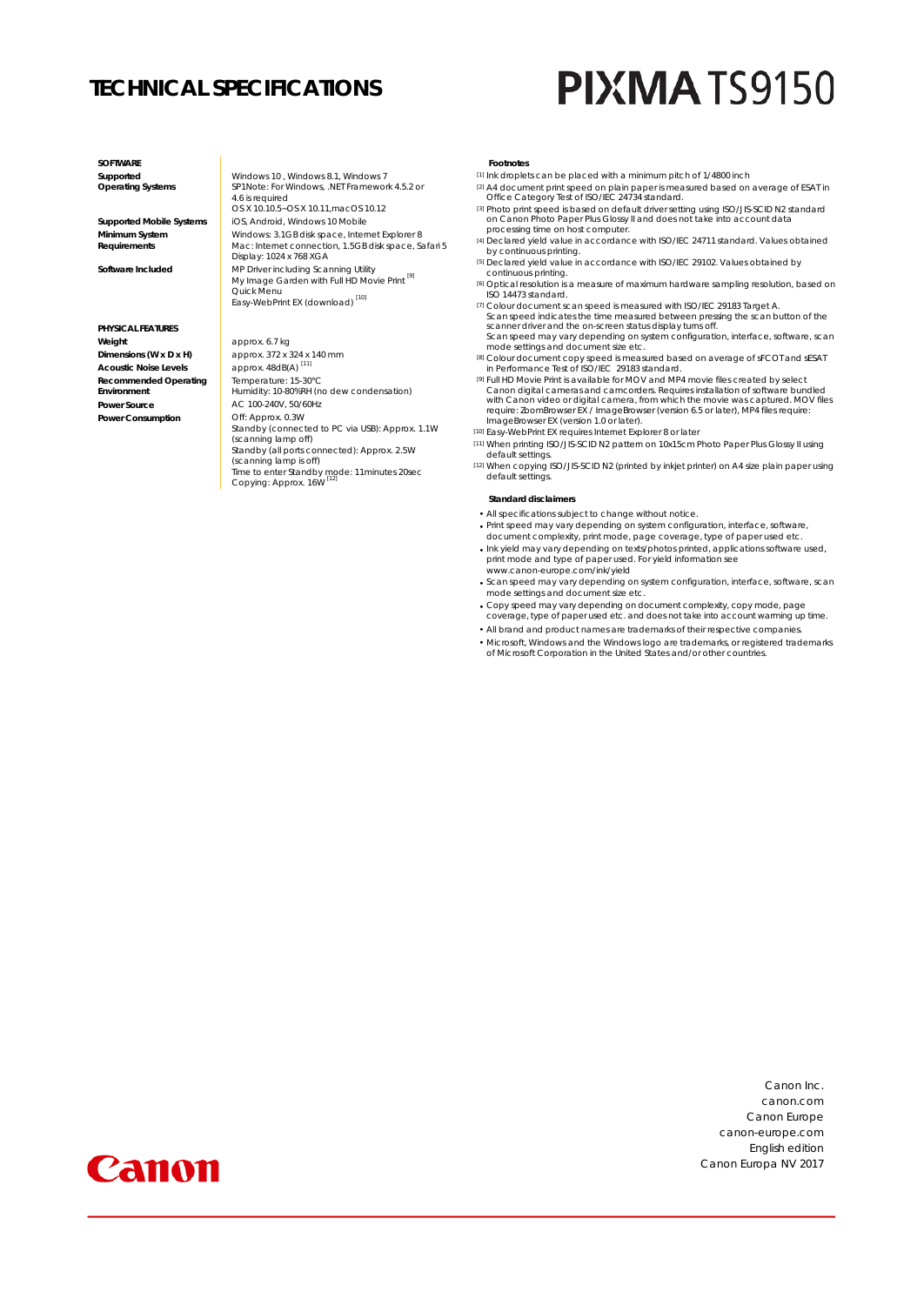# TECHNICAL SPECIFICATIONS

# PIXMA TS9150

**SOFTWARE**

| | |
|---|---|
| **Supported Operating Systems** | Windows 10 , Windows 8.1, Windows 7 SP1Note: For Windows, .NET Framework 4.5.2 or 4.6 is required OS X 10.10.5~OS X 10.11,macOS 10.12 |
| **Supported Mobile Systems** | iOS, Android, Windows 10 Mobile |
| **Minimum System Requirements** | Windows: 3.1GB disk space, Internet Explorer 8 Mac: Internet connection, 1.5GB disk space, Safari 5 Display: 1024 x 768 XGA |
| **Software Included** | MP Driver including Scanning Utility My Image Garden with Full HD Movie Print [9] Quick Menu Easy-WebPrint EX (download) [10] |

**PHYSICAL FEATURES**

| | |
|---|---|
| **Weight** | approx. 6.7 kg |
| **Dimensions (W x D x H)** | approx. 372 x 324 x 140 mm |
| **Acoustic Noise Levels** | approx. 48dB(A) [11] |
| **Recommended Operating Environment** | Temperature: 15-30°C Humidity: 10-80%RH (no dew condensation) |
| **Power Source** | AC 100-240V, 50/60Hz |
| **Power Consumption** | Off: Approx. 0.3W Standby (connected to PC via USB): Approx. 1.1W (scanning lamp off) Standby (all ports connected): Approx. 2.5W (scanning lamp is off) Time to enter Standby mode: 11minutes 20sec Copying: Approx. 16W [12] |

**Footnotes**

[1] Ink droplets can be placed with a minimum pitch of 1/4800 inch
[2] A4 document print speed on plain paper is measured based on average of ESAT in Office Category Test of ISO/IEC 24734 standard.
[3] Photo print speed is based on default driver setting using ISO/JIS-SCID N2 standard on Canon Photo Paper Plus Glossy II and does not take into account data processing time on host computer.
[4] Declared yield value in accordance with ISO/IEC 24711 standard. Values obtained by continuous printing.
[5] Declared yield value in accordance with ISO/IEC 29102. Values obtained by continuous printing.
[6] Optical resolution is a measure of maximum hardware sampling resolution, based on ISO 14473 standard.
[7] Colour document scan speed is measured with ISO/IEC 29183 Target A. Scan speed indicates the time measured between pressing the scan button of the scanner driver and the on-screen status display turns off. Scan speed may vary depending on system configuration, interface, software, scan mode settings and document size etc.
[8] Colour document copy speed is measured based on average of sFCOT and sESAT in Performance Test of ISO/IEC 29183 standard.
[9] Full HD Movie Print is available for MOV and MP4 movie files created by select Canon digital cameras and camcorders. Requires installation of software bundled with Canon video or digital camera, from which the movie was captured. MOV files require: ZoomBrowser EX / ImageBrowser (version 6.5 or later), MP4 files require: ImageBrowser EX (version 1.0 or later).
[10] Easy-WebPrint EX requires Internet Explorer 8 or later
[11] When printing ISO/JIS-SCID N2 pattern on 10x15cm Photo Paper Plus Glossy II using default settings.
[12] When copying ISO/JIS-SCID N2 (printed by inkjet printer) on A4 size plain paper using default settings.

**Standard disclaimers**

- All specifications subject to change without notice.
- Print speed may vary depending on system configuration, interface, software, document complexity, print mode, page coverage, type of paper used etc.
- Ink yield may vary depending on texts/photos printed, applications software used, print mode and type of paper used. For yield information see www.canon-europe.com/ink/yield
- Scan speed may vary depending on system configuration, interface, software, scan mode settings and document size etc.
- Copy speed may vary depending on document complexity, copy mode, page coverage, type of paper used etc. and does not take into account warming up time.
- All brand and product names are trademarks of their respective companies.
- Microsoft, Windows and the Windows logo are trademarks, or registered trademarks of Microsoft Corporation in the United States and/or other countries.

Canon Inc.
canon.com
Canon Europe
canon-europe.com
English edition
Canon Europa NV 2017

Canon